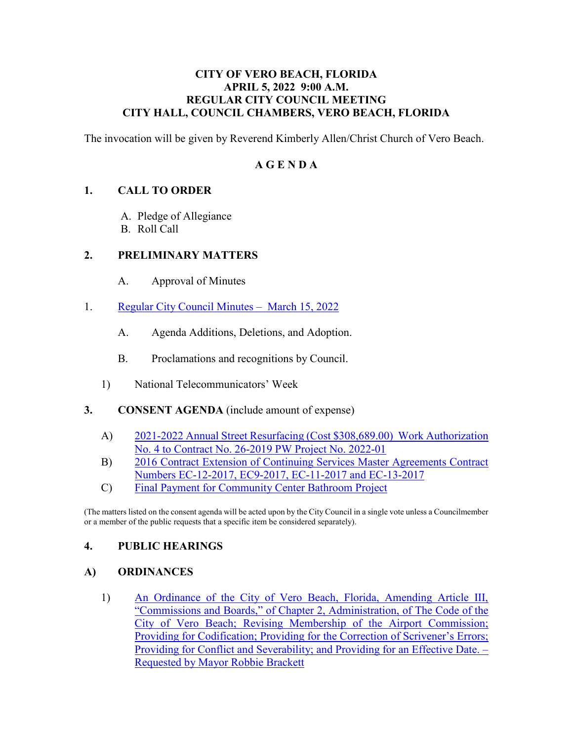**CITY OF VERO BEACH, FLORIDA**
**APRIL 5, 2022 9:00 A.M.**
**REGULAR CITY COUNCIL MEETING**
**CITY HALL, COUNCIL CHAMBERS, VERO BEACH, FLORIDA**

The invocation will be given by Reverend Kimberly Allen/Christ Church of Vero Beach.

# A G E N D A

## 1. CALL TO ORDER

A. Pledge of Allegiance
B. Roll Call

## 2. PRELIMINARY MATTERS

A. Approval of Minutes

1. Regular City Council Minutes – March 15, 2022

A. Agenda Additions, Deletions, and Adoption.

B. Proclamations and recognitions by Council.

1) National Telecommunicators' Week

## 3. CONSENT AGENDA (include amount of expense)

A) 2021-2022 Annual Street Resurfacing (Cost $308,689.00) Work Authorization No. 4 to Contract No. 26-2019 PW Project No. 2022-01
B) 2016 Contract Extension of Continuing Services Master Agreements Contract Numbers EC-12-2017, EC9-2017, EC-11-2017 and EC-13-2017
C) Final Payment for Community Center Bathroom Project

(The matters listed on the consent agenda will be acted upon by the City Council in a single vote unless a Councilmember or a member of the public requests that a specific item be considered separately).

## 4. PUBLIC HEARINGS

## A) ORDINANCES

1) An Ordinance of the City of Vero Beach, Florida, Amending Article III, "Commissions and Boards," of Chapter 2, Administration, of The Code of the City of Vero Beach; Revising Membership of the Airport Commission; Providing for Codification; Providing for the Correction of Scrivener's Errors; Providing for Conflict and Severability; and Providing for an Effective Date. – Requested by Mayor Robbie Brackett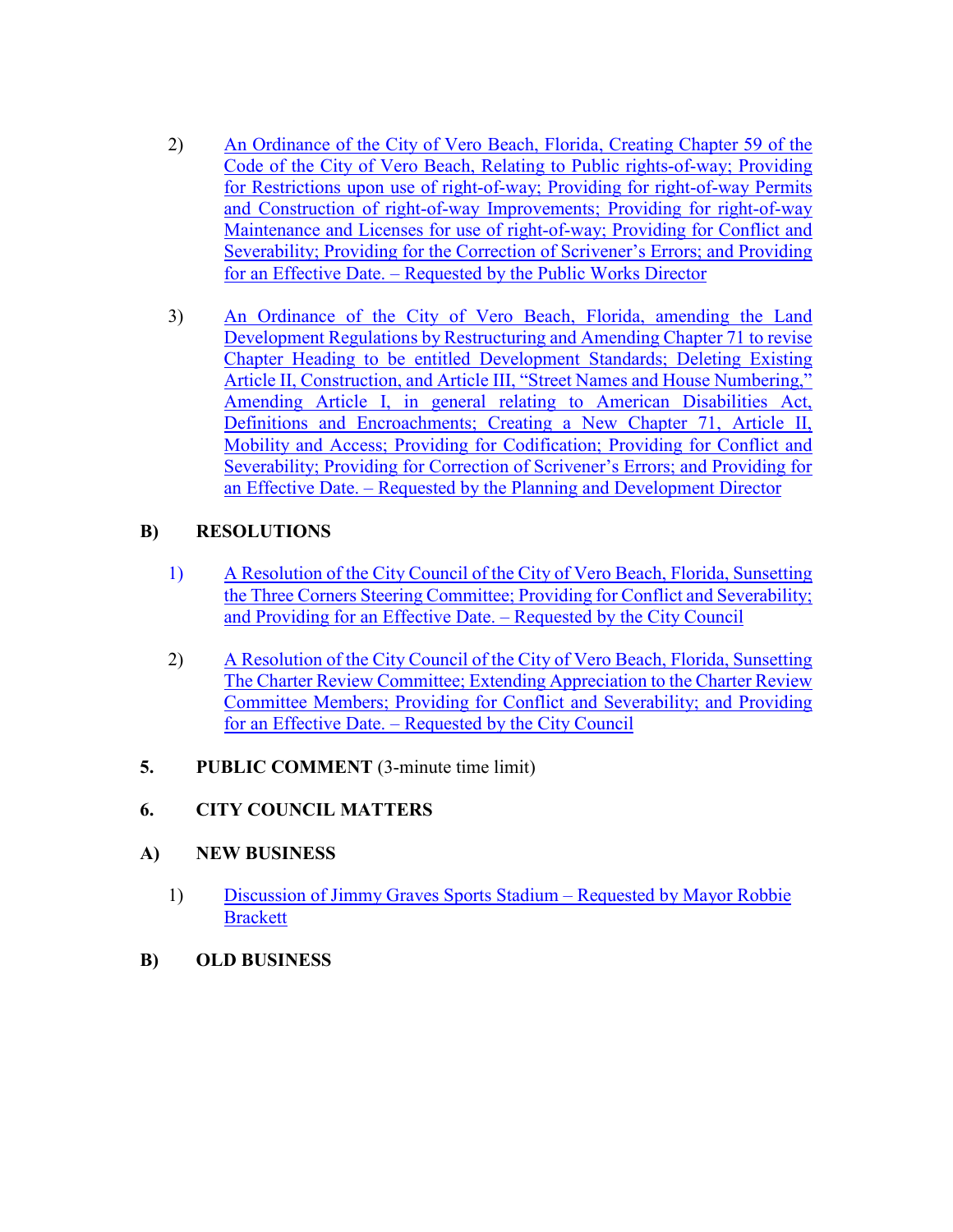2) An Ordinance of the City of Vero Beach, Florida, Creating Chapter 59 of the Code of the City of Vero Beach, Relating to Public rights-of-way; Providing for Restrictions upon use of right-of-way; Providing for right-of-way Permits and Construction of right-of-way Improvements; Providing for right-of-way Maintenance and Licenses for use of right-of-way; Providing for Conflict and Severability; Providing for the Correction of Scrivener's Errors; and Providing for an Effective Date. – Requested by the Public Works Director

3) An Ordinance of the City of Vero Beach, Florida, amending the Land Development Regulations by Restructuring and Amending Chapter 71 to revise Chapter Heading to be entitled Development Standards; Deleting Existing Article II, Construction, and Article III, "Street Names and House Numbering," Amending Article I, in general relating to American Disabilities Act, Definitions and Encroachments; Creating a New Chapter 71, Article II, Mobility and Access; Providing for Codification; Providing for Conflict and Severability; Providing for Correction of Scrivener's Errors; and Providing for an Effective Date. – Requested by the Planning and Development Director

**B) RESOLUTIONS**

1) A Resolution of the City Council of the City of Vero Beach, Florida, Sunsetting the Three Corners Steering Committee; Providing for Conflict and Severability; and Providing for an Effective Date. – Requested by the City Council

2) A Resolution of the City Council of the City of Vero Beach, Florida, Sunsetting The Charter Review Committee; Extending Appreciation to the Charter Review Committee Members; Providing for Conflict and Severability; and Providing for an Effective Date. – Requested by the City Council

**5. PUBLIC COMMENT** (3-minute time limit)

**6. CITY COUNCIL MATTERS**

**A) NEW BUSINESS**

1) Discussion of Jimmy Graves Sports Stadium – Requested by Mayor Robbie Brackett

**B) OLD BUSINESS**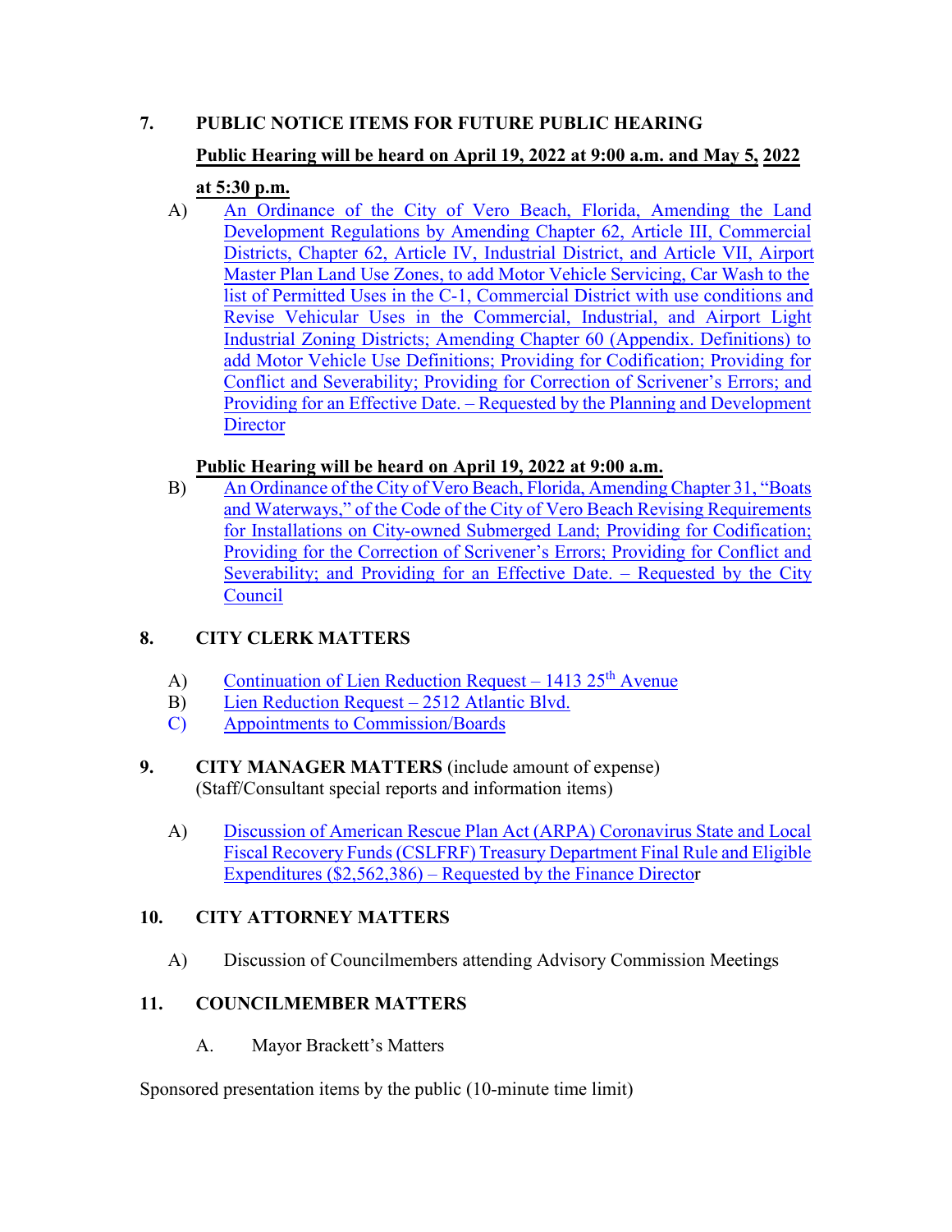## 7. PUBLIC NOTICE ITEMS FOR FUTURE PUBLIC HEARING

**Public Hearing will be heard on April 19, 2022 at 9:00 a.m. and May 5, 2022 at 5:30 p.m.**

A) An Ordinance of the City of Vero Beach, Florida, Amending the Land Development Regulations by Amending Chapter 62, Article III, Commercial Districts, Chapter 62, Article IV, Industrial District, and Article VII, Airport Master Plan Land Use Zones, to add Motor Vehicle Servicing, Car Wash to the list of Permitted Uses in the C-1, Commercial District with use conditions and Revise Vehicular Uses in the Commercial, Industrial, and Airport Light Industrial Zoning Districts; Amending Chapter 60 (Appendix. Definitions) to add Motor Vehicle Use Definitions; Providing for Codification; Providing for Conflict and Severability; Providing for Correction of Scrivener's Errors; and Providing for an Effective Date. – Requested by the Planning and Development Director

**Public Hearing will be heard on April 19, 2022 at 9:00 a.m.**

B) An Ordinance of the City of Vero Beach, Florida, Amending Chapter 31, "Boats and Waterways," of the Code of the City of Vero Beach Revising Requirements for Installations on City-owned Submerged Land; Providing for Codification; Providing for the Correction of Scrivener's Errors; Providing for Conflict and Severability; and Providing for an Effective Date. – Requested by the City Council

## 8. CITY CLERK MATTERS

A) Continuation of Lien Reduction Request – 1413 25th Avenue
B) Lien Reduction Request – 2512 Atlantic Blvd.
C) Appointments to Commission/Boards

## 9. CITY MANAGER MATTERS (include amount of expense)
(Staff/Consultant special reports and information items)

A) Discussion of American Rescue Plan Act (ARPA) Coronavirus State and Local Fiscal Recovery Funds (CSLFRF) Treasury Department Final Rule and Eligible Expenditures ($2,562,386) – Requested by the Finance Director

## 10. CITY ATTORNEY MATTERS

A) Discussion of Councilmembers attending Advisory Commission Meetings

## 11. COUNCILMEMBER MATTERS

A. Mayor Brackett's Matters

Sponsored presentation items by the public (10-minute time limit)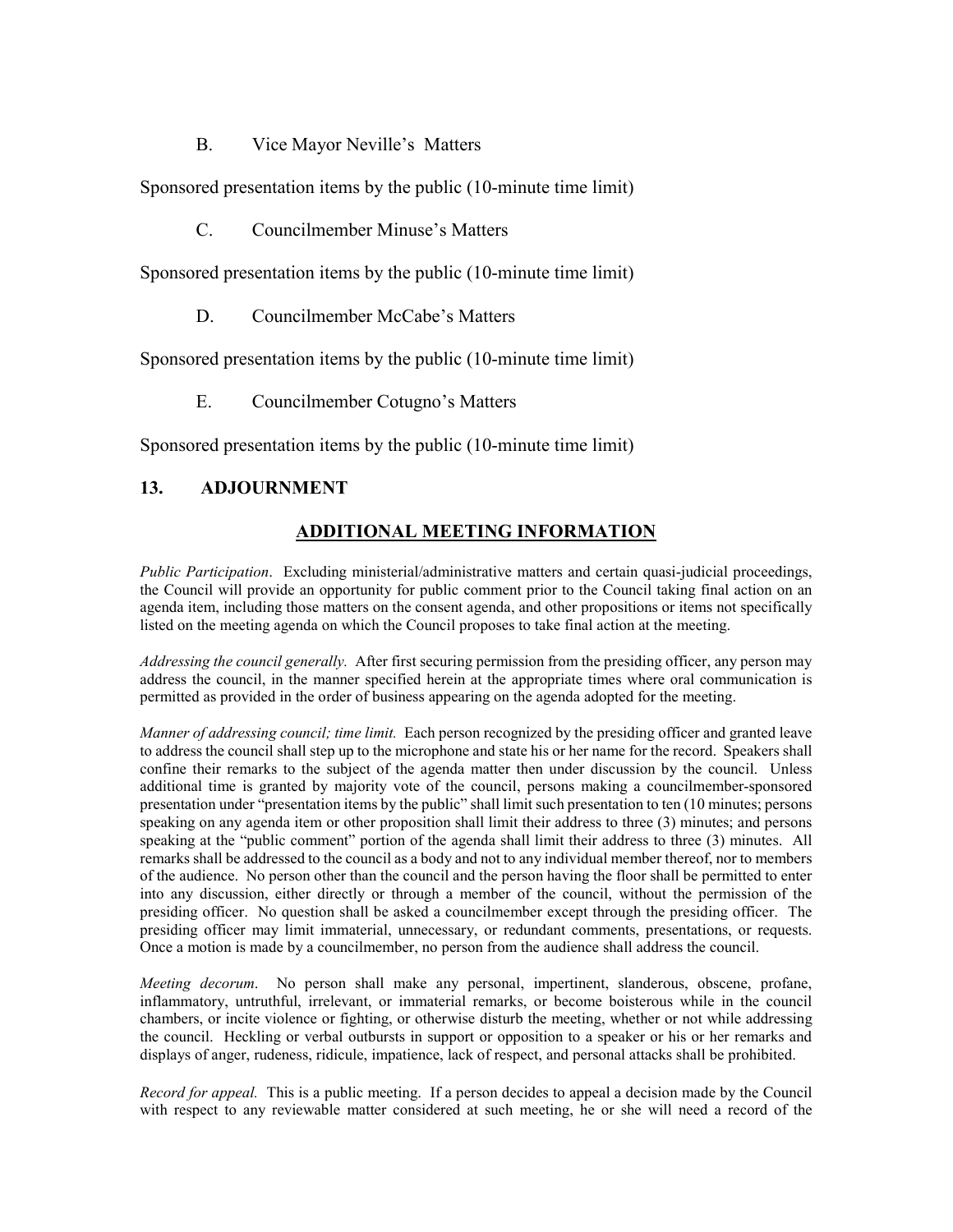B. Vice Mayor Neville's Matters

Sponsored presentation items by the public (10-minute time limit)

C. Councilmember Minuse's Matters

Sponsored presentation items by the public (10-minute time limit)

D. Councilmember McCabe's Matters

Sponsored presentation items by the public (10-minute time limit)

E. Councilmember Cotugno's Matters

Sponsored presentation items by the public (10-minute time limit)

## 13. ADJOURNMENT

## ADDITIONAL MEETING INFORMATION

*Public Participation*. Excluding ministerial/administrative matters and certain quasi-judicial proceedings, the Council will provide an opportunity for public comment prior to the Council taking final action on an agenda item, including those matters on the consent agenda, and other propositions or items not specifically listed on the meeting agenda on which the Council proposes to take final action at the meeting.

*Addressing the council generally.* After first securing permission from the presiding officer, any person may address the council, in the manner specified herein at the appropriate times where oral communication is permitted as provided in the order of business appearing on the agenda adopted for the meeting.

*Manner of addressing council; time limit.* Each person recognized by the presiding officer and granted leave to address the council shall step up to the microphone and state his or her name for the record. Speakers shall confine their remarks to the subject of the agenda matter then under discussion by the council. Unless additional time is granted by majority vote of the council, persons making a councilmember-sponsored presentation under "presentation items by the public" shall limit such presentation to ten (10 minutes; persons speaking on any agenda item or other proposition shall limit their address to three (3) minutes; and persons speaking at the "public comment" portion of the agenda shall limit their address to three (3) minutes. All remarks shall be addressed to the council as a body and not to any individual member thereof, nor to members of the audience. No person other than the council and the person having the floor shall be permitted to enter into any discussion, either directly or through a member of the council, without the permission of the presiding officer. No question shall be asked a councilmember except through the presiding officer. The presiding officer may limit immaterial, unnecessary, or redundant comments, presentations, or requests. Once a motion is made by a councilmember, no person from the audience shall address the council.

*Meeting decorum*. No person shall make any personal, impertinent, slanderous, obscene, profane, inflammatory, untruthful, irrelevant, or immaterial remarks, or become boisterous while in the council chambers, or incite violence or fighting, or otherwise disturb the meeting, whether or not while addressing the council. Heckling or verbal outbursts in support or opposition to a speaker or his or her remarks and displays of anger, rudeness, ridicule, impatience, lack of respect, and personal attacks shall be prohibited.

*Record for appeal.* This is a public meeting. If a person decides to appeal a decision made by the Council with respect to any reviewable matter considered at such meeting, he or she will need a record of the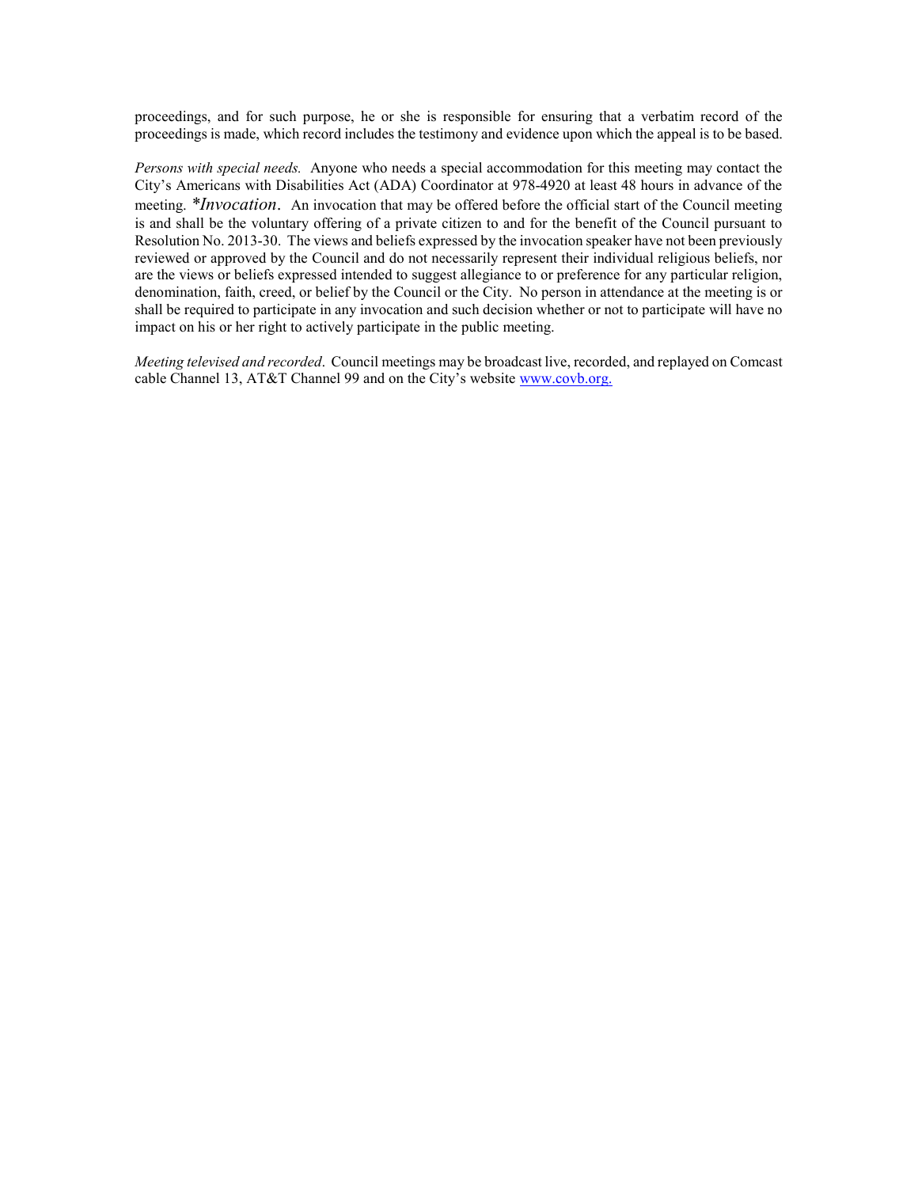proceedings, and for such purpose, he or she is responsible for ensuring that a verbatim record of the proceedings is made, which record includes the testimony and evidence upon which the appeal is to be based.

*Persons with special needs.* Anyone who needs a special accommodation for this meeting may contact the City's Americans with Disabilities Act (ADA) Coordinator at 978-4920 at least 48 hours in advance of the meeting. *\*Invocation.* An invocation that may be offered before the official start of the Council meeting is and shall be the voluntary offering of a private citizen to and for the benefit of the Council pursuant to Resolution No. 2013-30. The views and beliefs expressed by the invocation speaker have not been previously reviewed or approved by the Council and do not necessarily represent their individual religious beliefs, nor are the views or beliefs expressed intended to suggest allegiance to or preference for any particular religion, denomination, faith, creed, or belief by the Council or the City. No person in attendance at the meeting is or shall be required to participate in any invocation and such decision whether or not to participate will have no impact on his or her right to actively participate in the public meeting.

*Meeting televised and recorded*. Council meetings may be broadcast live, recorded, and replayed on Comcast cable Channel 13, AT&T Channel 99 and on the City's website [www.covb.org.](http://www.covb.org)